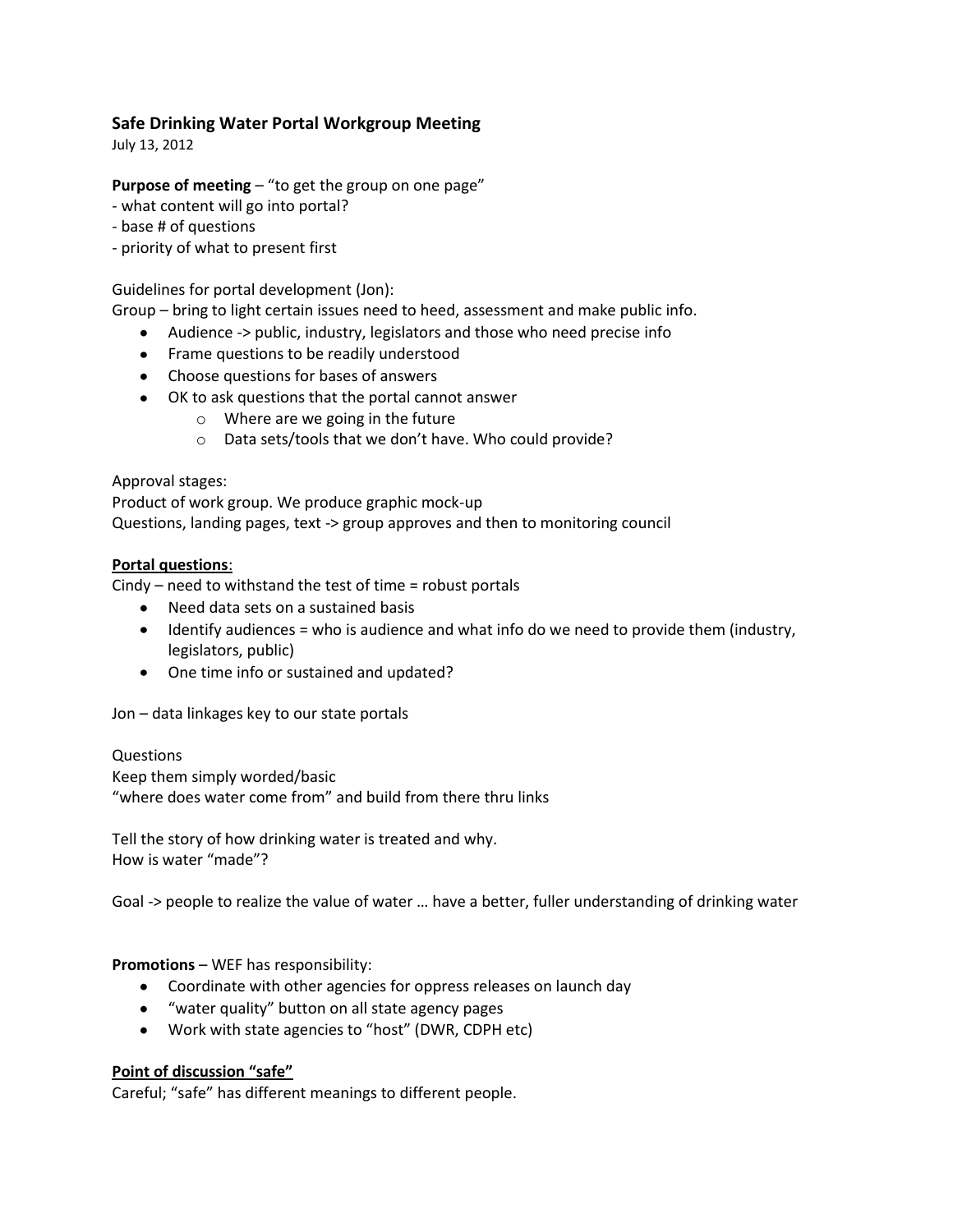## Safe Drinking Water Portal Workgroup Meeting

July 13, 2012

**Purpose of meeting** – "to get the group on one page"

- what content will go into portal?
- base # of questions
- priority of what to present first

Guidelines for portal development (Jon):

Group – bring to light certain issues need to heed, assessment and make public info.

- Audience -> public, industry, legislators and those who need precise info
- Frame questions to be readily understood
- Choose questions for bases of answers
- OK to ask questions that the portal cannot answer
  - Where are we going in the future
  - Data sets/tools that we don't have. Who could provide?

Approval stages:

Product of work group. We produce graphic mock-up

Questions, landing pages, text -> group approves and then to monitoring council

**<u>Portal questions</u>**:

Cindy – need to withstand the test of time = robust portals

- Need data sets on a sustained basis
- Identify audiences = who is audience and what info do we need to provide them (industry, legislators, public)
- One time info or sustained and updated?

Jon – data linkages key to our state portals

Questions

Keep them simply worded/basic

"where does water come from" and build from there thru links

Tell the story of how drinking water is treated and why.

How is water "made"?

Goal -> people to realize the value of water … have a better, fuller understanding of drinking water

**Promotions** – WEF has responsibility:

- Coordinate with other agencies for oppress releases on launch day
- "water quality" button on all state agency pages
- Work with state agencies to "host" (DWR, CDPH etc)

**<u>Point of discussion "safe"</u>**

Careful; "safe" has different meanings to different people.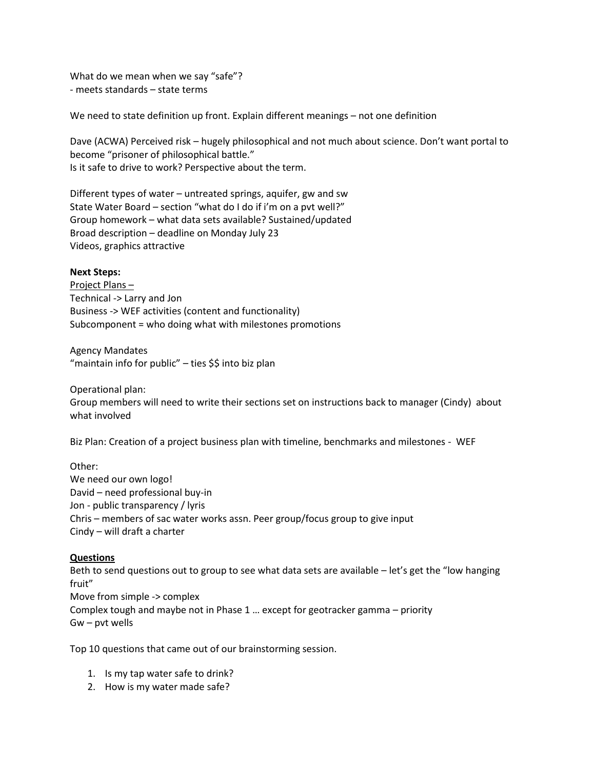What do we mean when we say "safe"?
- meets standards – state terms

We need to state definition up front. Explain different meanings – not one definition

Dave (ACWA) Perceived risk – hugely philosophical and not much about science. Don't want portal to become "prisoner of philosophical battle."
Is it safe to drive to work? Perspective about the term.

Different types of water – untreated springs, aquifer, gw and sw
State Water Board – section "what do I do if i'm on a pvt well?"
Group homework – what data sets available? Sustained/updated
Broad description – deadline on Monday July 23
Videos, graphics attractive

**Next Steps:**
<u>Project Plans –</u>
Technical -> Larry and Jon
Business -> WEF activities (content and functionality)
Subcomponent = who doing what with milestones promotions

Agency Mandates
"maintain info for public" – ties $$ into biz plan

Operational plan:
Group members will need to write their sections set on instructions back to manager (Cindy) about what involved

Biz Plan: Creation of a project business plan with timeline, benchmarks and milestones - WEF

Other:
We need our own logo!
David – need professional buy-in
Jon - public transparency / lyris
Chris – members of sac water works assn. Peer group/focus group to give input
Cindy – will draft a charter

**<u>Questions</u>**
Beth to send questions out to group to see what data sets are available – let's get the "low hanging fruit"
Move from simple -> complex
Complex tough and maybe not in Phase 1 … except for geotracker gamma – priority
Gw – pvt wells

Top 10 questions that came out of our brainstorming session.

1. Is my tap water safe to drink?
2. How is my water made safe?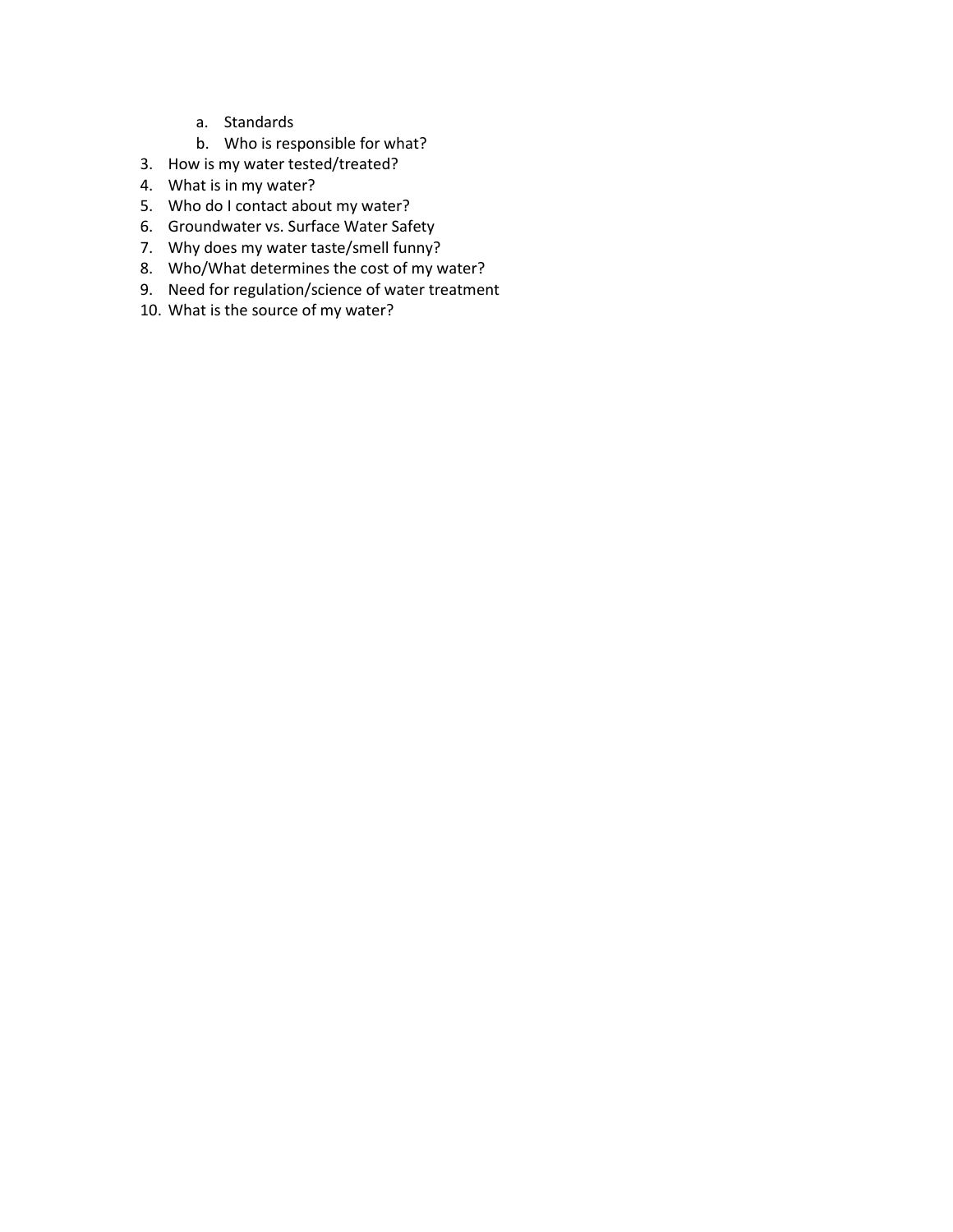a. Standards
   b. Who is responsible for what?
3. How is my water tested/treated?
4. What is in my water?
5. Who do I contact about my water?
6. Groundwater vs. Surface Water Safety
7. Why does my water taste/smell funny?
8. Who/What determines the cost of my water?
9. Need for regulation/science of water treatment
10. What is the source of my water?